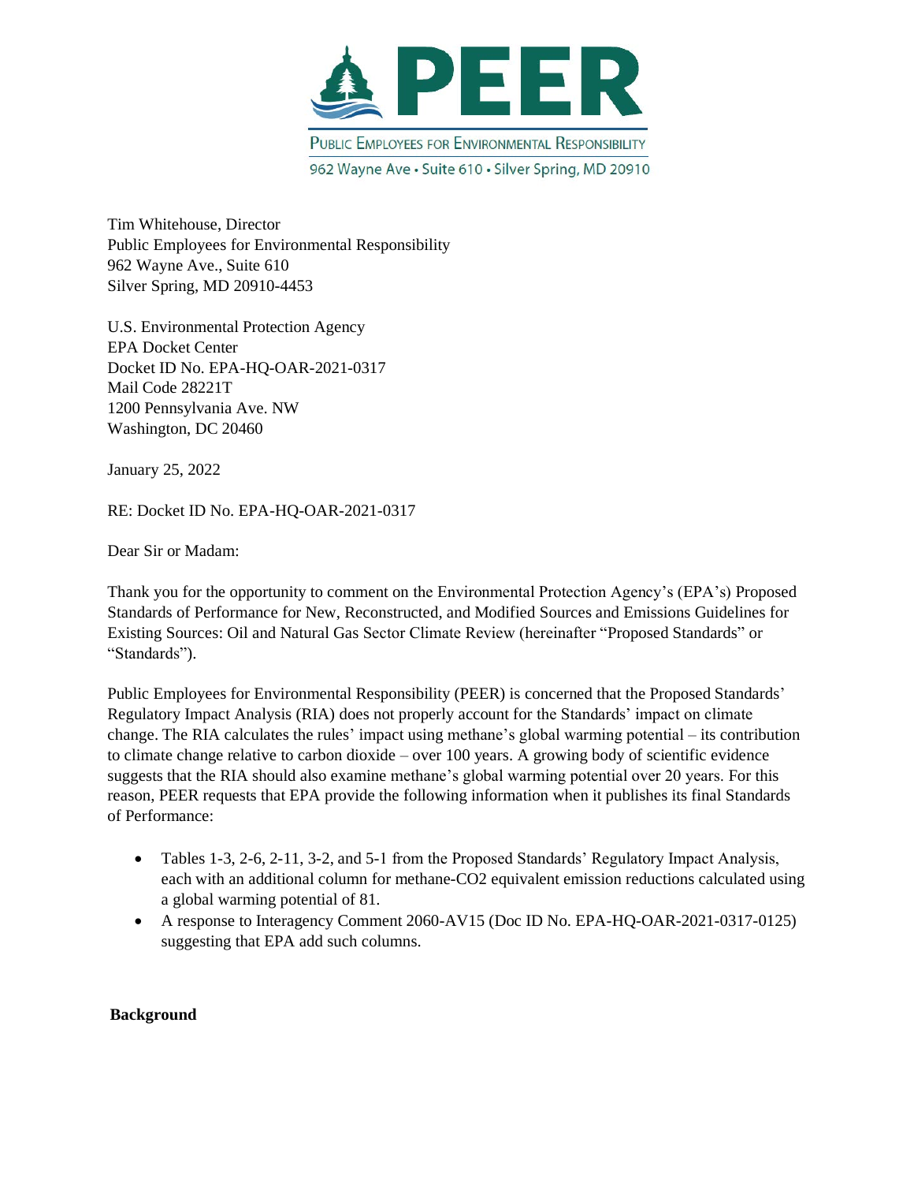**PEER**

PUBLIC EMPLOYEES FOR ENVIRONMENTAL RESPONSIBILITY

962 Wayne Ave • Suite 610 • Silver Spring, MD 20910

Tim Whitehouse, Director
Public Employees for Environmental Responsibility
962 Wayne Ave., Suite 610
Silver Spring, MD 20910-4453

U.S. Environmental Protection Agency
EPA Docket Center
Docket ID No. EPA-HQ-OAR-2021-0317
Mail Code 28221T
1200 Pennsylvania Ave. NW
Washington, DC 20460

January 25, 2022

RE: Docket ID No. EPA-HQ-OAR-2021-0317

Dear Sir or Madam:

Thank you for the opportunity to comment on the Environmental Protection Agency's (EPA's) Proposed Standards of Performance for New, Reconstructed, and Modified Sources and Emissions Guidelines for Existing Sources: Oil and Natural Gas Sector Climate Review (hereinafter "Proposed Standards" or "Standards").

Public Employees for Environmental Responsibility (PEER) is concerned that the Proposed Standards' Regulatory Impact Analysis (RIA) does not properly account for the Standards' impact on climate change. The RIA calculates the rules' impact using methane's global warming potential – its contribution to climate change relative to carbon dioxide – over 100 years. A growing body of scientific evidence suggests that the RIA should also examine methane's global warming potential over 20 years. For this reason, PEER requests that EPA provide the following information when it publishes its final Standards of Performance:

- Tables 1-3, 2-6, 2-11, 3-2, and 5-1 from the Proposed Standards' Regulatory Impact Analysis, each with an additional column for methane-CO2 equivalent emission reductions calculated using a global warming potential of 81.
- A response to Interagency Comment 2060-AV15 (Doc ID No. EPA-HQ-OAR-2021-0317-0125) suggesting that EPA add such columns.

**Background**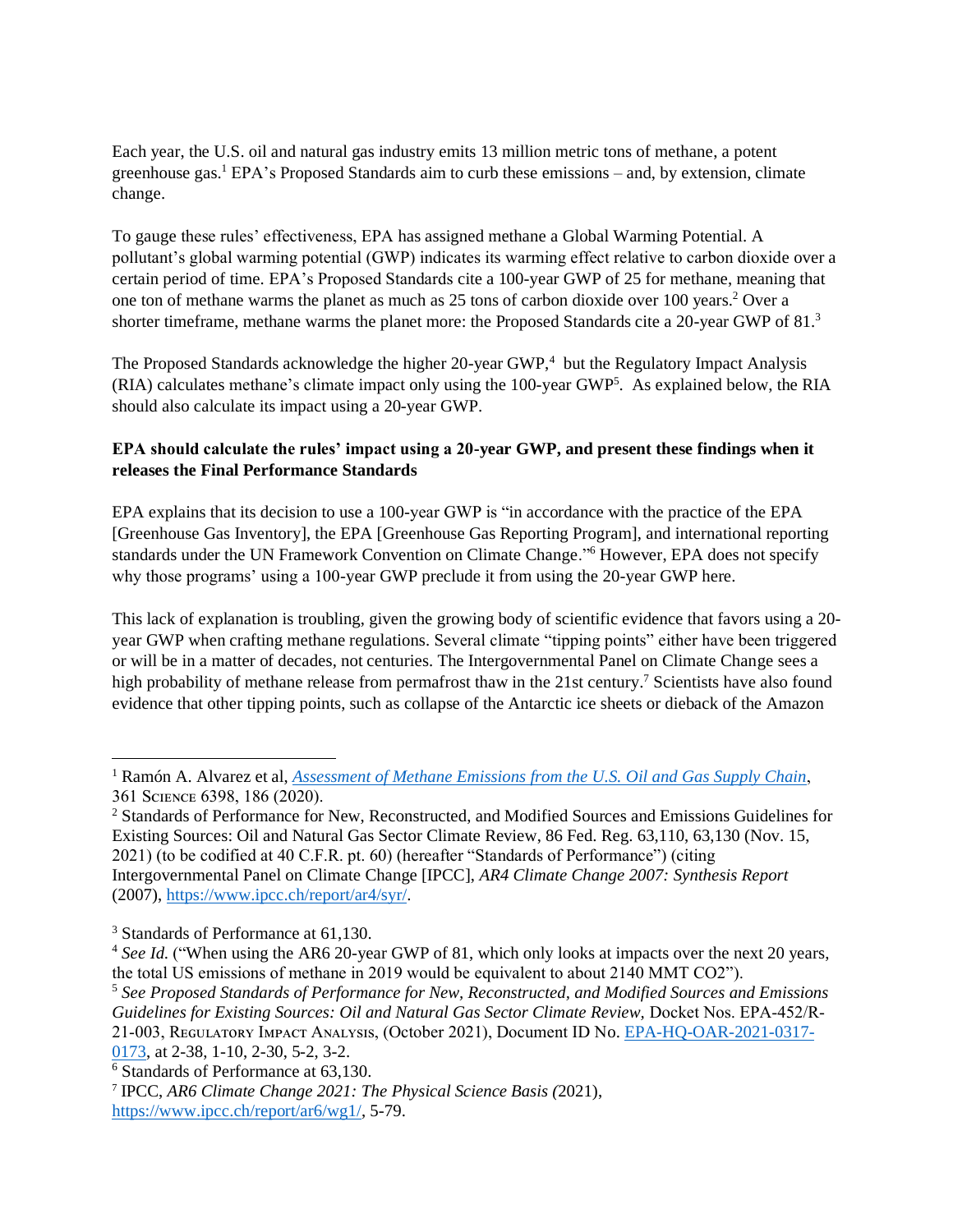Each year, the U.S. oil and natural gas industry emits 13 million metric tons of methane, a potent greenhouse gas.[1] EPA's Proposed Standards aim to curb these emissions – and, by extension, climate change.

To gauge these rules' effectiveness, EPA has assigned methane a Global Warming Potential. A pollutant's global warming potential (GWP) indicates its warming effect relative to carbon dioxide over a certain period of time. EPA's Proposed Standards cite a 100-year GWP of 25 for methane, meaning that one ton of methane warms the planet as much as 25 tons of carbon dioxide over 100 years.[2] Over a shorter timeframe, methane warms the planet more: the Proposed Standards cite a 20-year GWP of 81.[3]

The Proposed Standards acknowledge the higher 20-year GWP,[4] but the Regulatory Impact Analysis (RIA) calculates methane's climate impact only using the 100-year GWP[5]. As explained below, the RIA should also calculate its impact using a 20-year GWP.

**EPA should calculate the rules' impact using a 20-year GWP, and present these findings when it releases the Final Performance Standards**

EPA explains that its decision to use a 100-year GWP is "in accordance with the practice of the EPA [Greenhouse Gas Inventory], the EPA [Greenhouse Gas Reporting Program], and international reporting standards under the UN Framework Convention on Climate Change."[6] However, EPA does not specify why those programs' using a 100-year GWP preclude it from using the 20-year GWP here.

This lack of explanation is troubling, given the growing body of scientific evidence that favors using a 20-year GWP when crafting methane regulations. Several climate "tipping points" either have been triggered or will be in a matter of decades, not centuries. The Intergovernmental Panel on Climate Change sees a high probability of methane release from permafrost thaw in the 21st century.[7] Scientists have also found evidence that other tipping points, such as collapse of the Antarctic ice sheets or dieback of the Amazon

---

[1] Ramón A. Alvarez et al, *[Assessment of Methane Emissions from the U.S. Oil and Gas Supply Chain](#)*, 361 Science 6398, 186 (2020).

[2] Standards of Performance for New, Reconstructed, and Modified Sources and Emissions Guidelines for Existing Sources: Oil and Natural Gas Sector Climate Review, 86 Fed. Reg. 63,110, 63,130 (Nov. 15, 2021) (to be codified at 40 C.F.R. pt. 60) (hereafter "Standards of Performance") (citing Intergovernmental Panel on Climate Change [IPCC], *AR4 Climate Change 2007: Synthesis Report* (2007), https://www.ipcc.ch/report/ar4/syr/.

[3] Standards of Performance at 61,130.

[4] *See Id.* ("When using the AR6 20-year GWP of 81, which only looks at impacts over the next 20 years, the total US emissions of methane in 2019 would be equivalent to about 2140 MMT CO2").

[5] *See Proposed Standards of Performance for New, Reconstructed, and Modified Sources and Emissions Guidelines for Existing Sources: Oil and Natural Gas Sector Climate Review*, Docket Nos. EPA-452/R-21-003, Regulatory Impact Analysis, (October 2021), Document ID No. EPA-HQ-OAR-2021-0317-0173, at 2-38, 1-10, 2-30, 5-2, 3-2.

[6] Standards of Performance at 63,130.

[7] IPCC, *AR6 Climate Change 2021: The Physical Science Basis (*2021), https://www.ipcc.ch/report/ar6/wg1/, 5-79.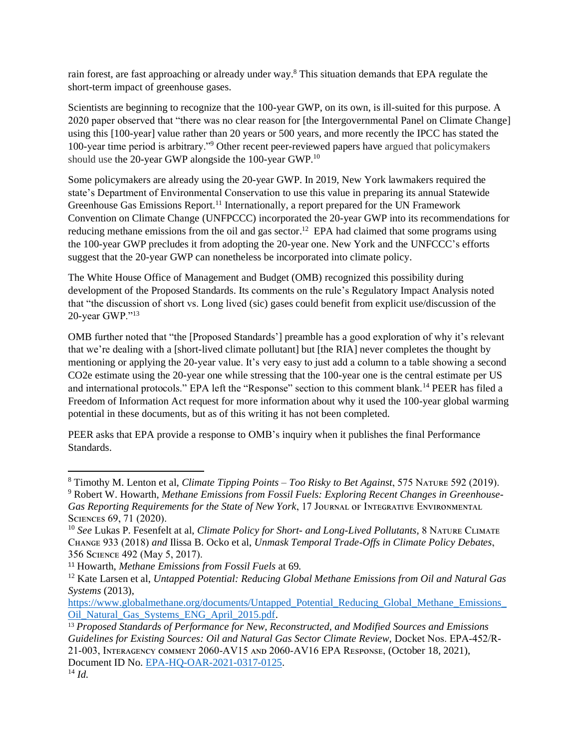rain forest, are fast approaching or already under way.[8] This situation demands that EPA regulate the short-term impact of greenhouse gases.

Scientists are beginning to recognize that the 100-year GWP, on its own, is ill-suited for this purpose. A 2020 paper observed that "there was no clear reason for [the Intergovernmental Panel on Climate Change] using this [100-year] value rather than 20 years or 500 years, and more recently the IPCC has stated the 100-year time period is arbitrary."[9] Other recent peer-reviewed papers have argued that policymakers should use the 20-year GWP alongside the 100-year GWP.[10]

Some policymakers are already using the 20-year GWP. In 2019, New York lawmakers required the state's Department of Environmental Conservation to use this value in preparing its annual Statewide Greenhouse Gas Emissions Report.[11] Internationally, a report prepared for the UN Framework Convention on Climate Change (UNFPCCC) incorporated the 20-year GWP into its recommendations for reducing methane emissions from the oil and gas sector.[12] EPA had claimed that some programs using the 100-year GWP precludes it from adopting the 20-year one. New York and the UNFCCC's efforts suggest that the 20-year GWP can nonetheless be incorporated into climate policy.

The White House Office of Management and Budget (OMB) recognized this possibility during development of the Proposed Standards. Its comments on the rule's Regulatory Impact Analysis noted that "the discussion of short vs. Long lived (sic) gases could benefit from explicit use/discussion of the 20-year GWP."[13]

OMB further noted that "the [Proposed Standards'] preamble has a good exploration of why it's relevant that we're dealing with a [short-lived climate pollutant] but [the RIA] never completes the thought by mentioning or applying the 20-year value. It's very easy to just add a column to a table showing a second CO2e estimate using the 20-year one while stressing that the 100-year one is the central estimate per US and international protocols." EPA left the "Response" section to this comment blank.[14] PEER has filed a Freedom of Information Act request for more information about why it used the 100-year global warming potential in these documents, but as of this writing it has not been completed.

PEER asks that EPA provide a response to OMB's inquiry when it publishes the final Performance Standards.

---

[8] Timothy M. Lenton et al, *Climate Tipping Points – Too Risky to Bet Against*, 575 Nature 592 (2019).

[9] Robert W. Howarth, *Methane Emissions from Fossil Fuels: Exploring Recent Changes in Greenhouse-Gas Reporting Requirements for the State of New York*, 17 Journal of Integrative Environmental Sciences 69, 71 (2020).

[10] *See* Lukas P. Fesenfelt at al, *Climate Policy for Short- and Long-Lived Pollutants*, 8 Nature Climate Change 933 (2018) *and* Ilissa B. Ocko et al, *Unmask Temporal Trade-Offs in Climate Policy Debates*, 356 Science 492 (May 5, 2017).

[11] Howarth, *Methane Emissions from Fossil Fuels* at 69.

[12] Kate Larsen et al, *Untapped Potential: Reducing Global Methane Emissions from Oil and Natural Gas Systems* (2013), https://www.globalmethane.org/documents/Untapped_Potential_Reducing_Global_Methane_Emissions_Oil_Natural_Gas_Systems_ENG_April_2015.pdf.

[13] *Proposed Standards of Performance for New, Reconstructed, and Modified Sources and Emissions Guidelines for Existing Sources: Oil and Natural Gas Sector Climate Review*, Docket Nos. EPA-452/R-21-003, Interagency comment 2060-AV15 and 2060-AV16 EPA Response, (October 18, 2021), Document ID No. EPA-HQ-OAR-2021-0317-0125.

[14] *Id.*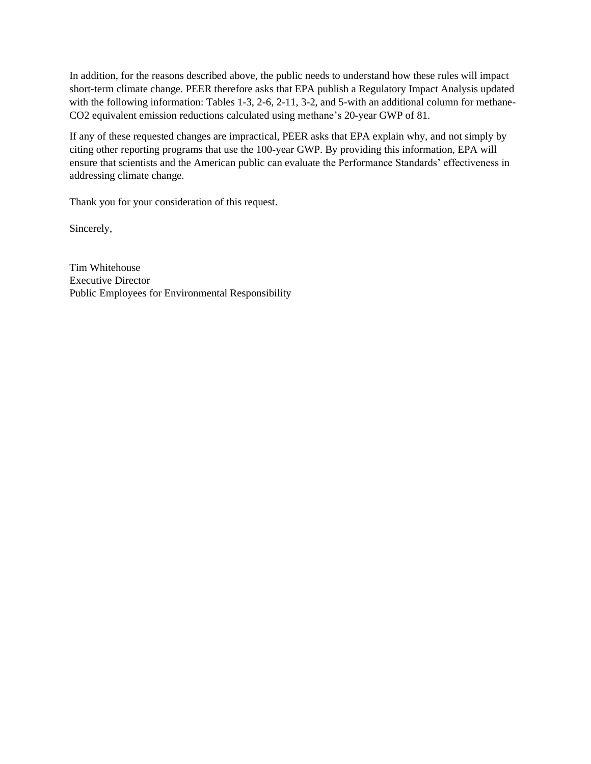In addition, for the reasons described above, the public needs to understand how these rules will impact short-term climate change. PEER therefore asks that EPA publish a Regulatory Impact Analysis updated with the following information: Tables 1-3, 2-6, 2-11, 3-2, and 5-with an additional column for methane-CO2 equivalent emission reductions calculated using methane's 20-year GWP of 81.

If any of these requested changes are impractical, PEER asks that EPA explain why, and not simply by citing other reporting programs that use the 100-year GWP. By providing this information, EPA will ensure that scientists and the American public can evaluate the Performance Standards' effectiveness in addressing climate change.

Thank you for your consideration of this request.

Sincerely,

Tim Whitehouse
Executive Director
Public Employees for Environmental Responsibility